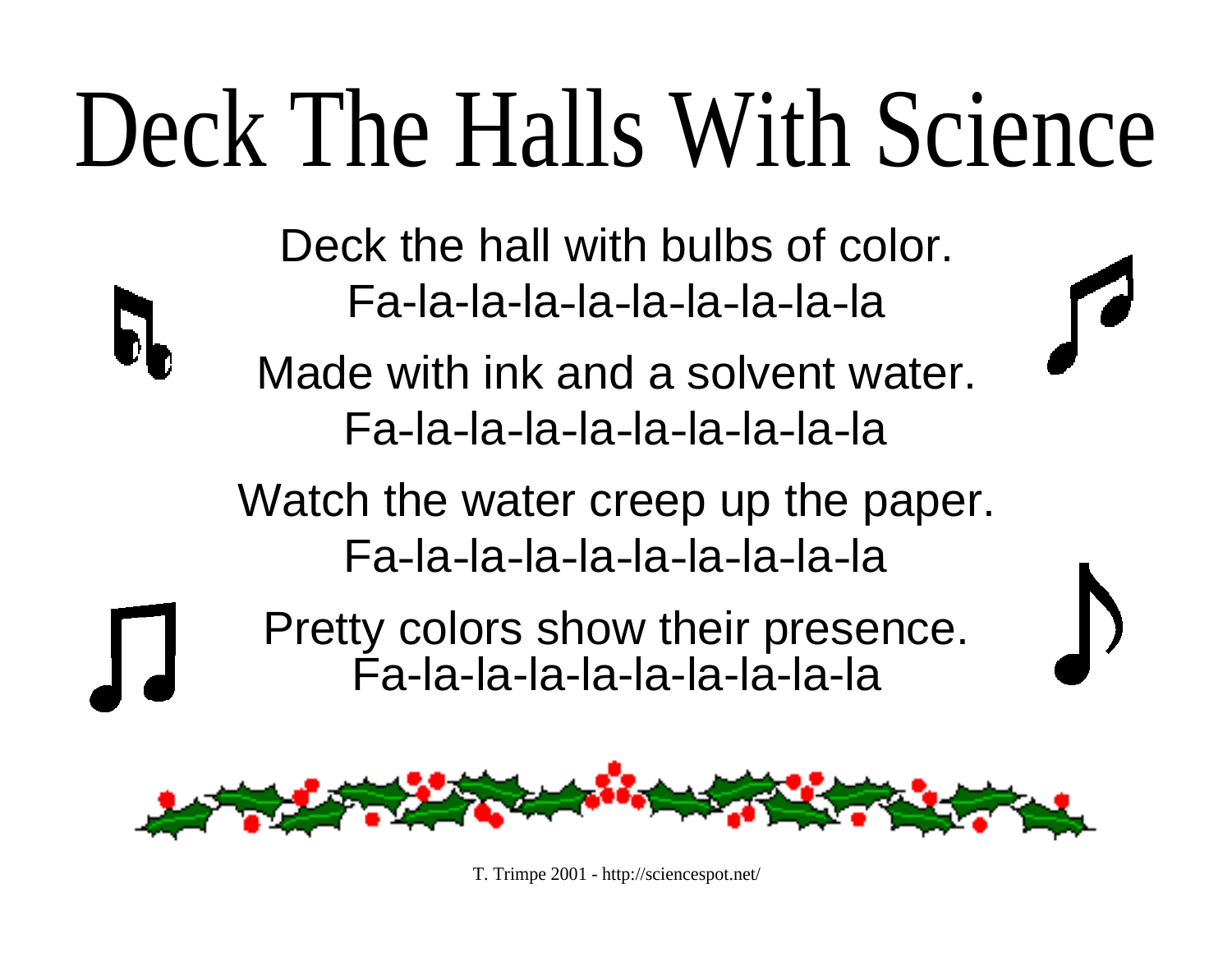# Deck The Halls With Science

Deck the hall with bulbs of color.
Fa-la-la-la-la-la-la-la-la-la

Made with ink and a solvent water.
Fa-la-la-la-la-la-la-la-la-la

Watch the water creep up the paper.
Fa-la-la-la-la-la-la-la-la-la

Pretty colors show their presence.
Fa-la-la-la-la-la-la-la-la-la

T. Trimpe 2001 - http://sciencespot.net/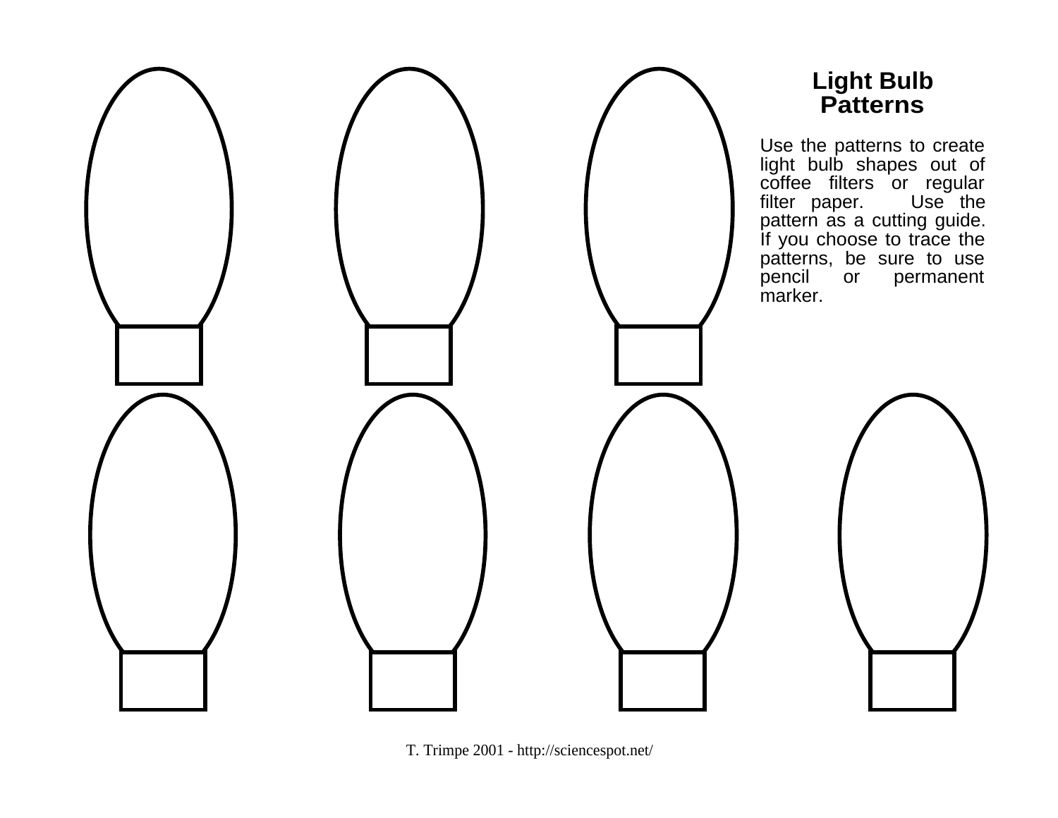## Light Bulb Patterns

Use the patterns to create light bulb shapes out of coffee filters or regular filter paper. Use the pattern as a cutting guide. If you choose to trace the patterns, be sure to use pencil or permanent marker.

T. Trimpe 2001 - http://sciencespot.net/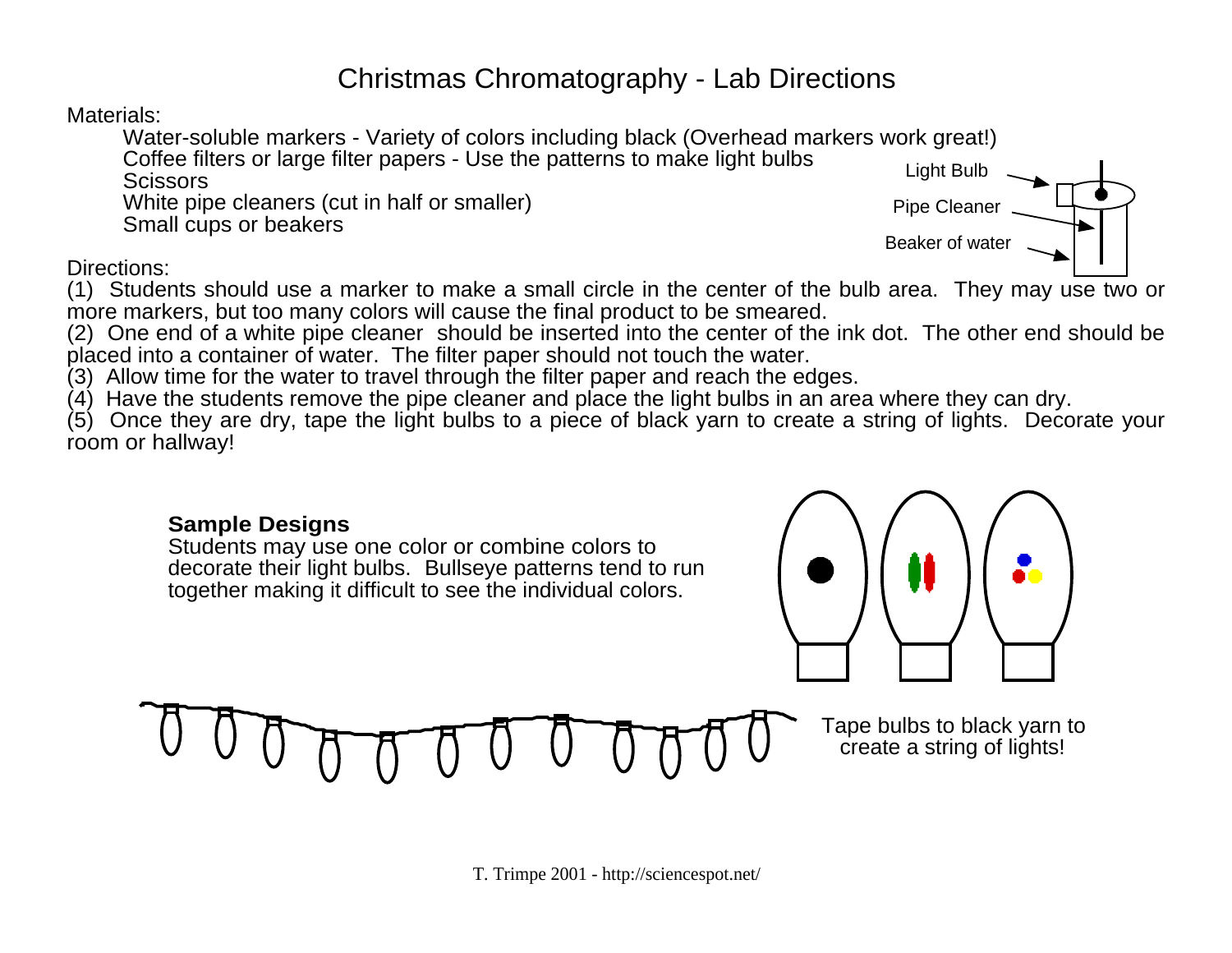# Christmas Chromatography - Lab Directions

Materials:

- Water-soluble markers - Variety of colors including black (Overhead markers work great!)
- Coffee filters or large filter papers - Use the patterns to make light bulbs
- Scissors
- White pipe cleaners (cut in half or smaller)
- Small cups or beakers

Light Bulb

Pipe Cleaner

Beaker of water

Directions:

(1) Students should use a marker to make a small circle in the center of the bulb area. They may use two or more markers, but too many colors will cause the final product to be smeared.

(2) One end of a white pipe cleaner should be inserted into the center of the ink dot. The other end should be placed into a container of water. The filter paper should not touch the water.

(3) Allow time for the water to travel through the filter paper and reach the edges.

(4) Have the students remove the pipe cleaner and place the light bulbs in an area where they can dry.

(5) Once they are dry, tape the light bulbs to a piece of black yarn to create a string of lights. Decorate your room or hallway!

**Sample Designs**

Students may use one color or combine colors to decorate their light bulbs. Bullseye patterns tend to run together making it difficult to see the individual colors.

Tape bulbs to black yarn to create a string of lights!

T. Trimpe 2001 - http://sciencespot.net/